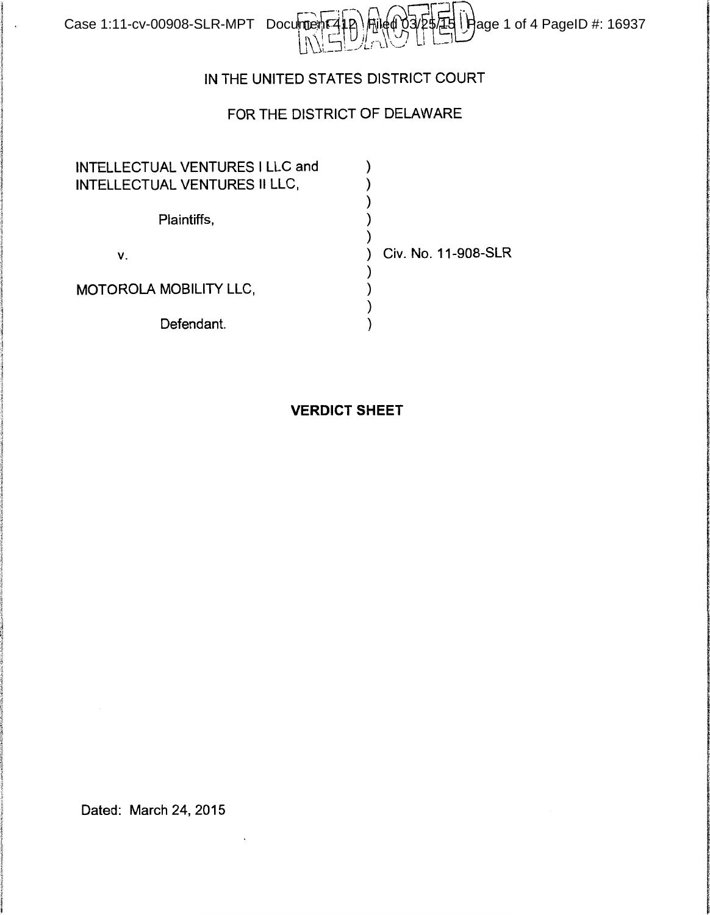IN THE UNITED STATES DISTRICT COURT

FOR THE DISTRICT OF DELAWARE

| | | |
|---|---|---|
| INTELLECTUAL VENTURES I LLC and INTELLECTUAL VENTURES II LLC, | ) | |
| Plaintiffs, | ) | |
| v. | ) | Civ. No. 11-908-SLR |
| MOTOROLA MOBILITY LLC, | ) | |
| Defendant. | ) | |

**VERDICT SHEET**

Dated: March 24, 2015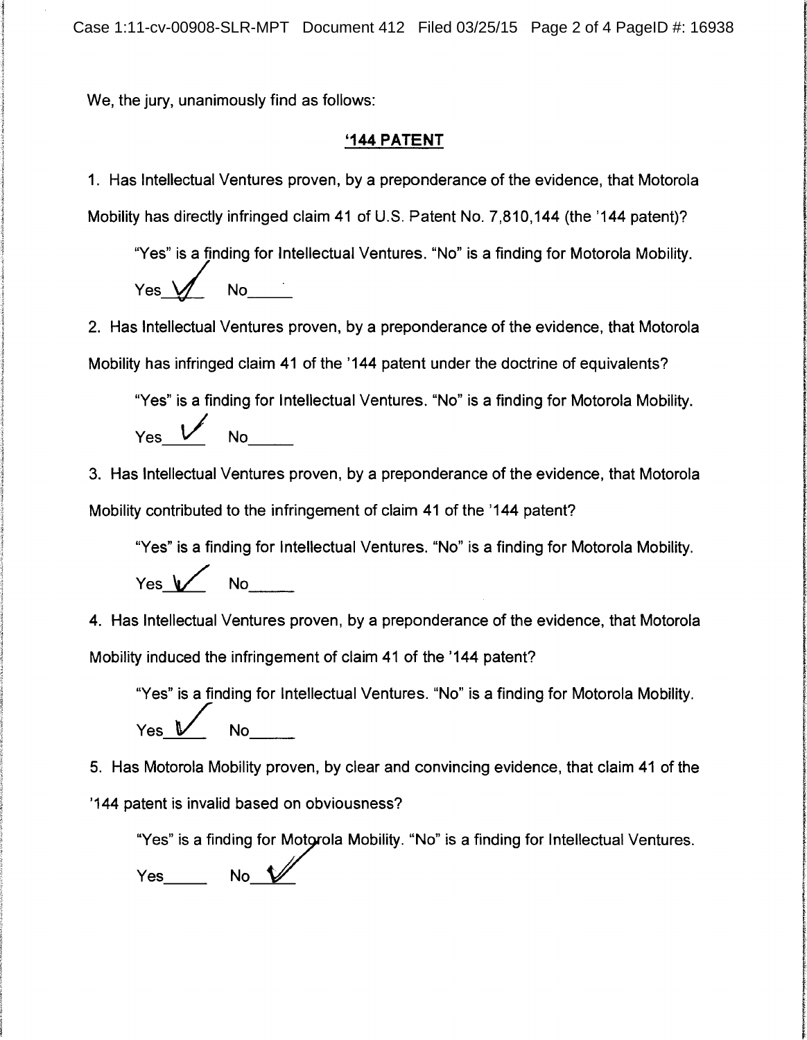We, the jury, unanimously find as follows:

## '144 PATENT

1. Has Intellectual Ventures proven, by a preponderance of the evidence, that Motorola Mobility has directly infringed claim 41 of U.S. Patent No. 7,810,144 (the '144 patent)?

"Yes" is a finding for Intellectual Ventures. "No" is a finding for Motorola Mobility.

Yes ✓ No_____

2. Has Intellectual Ventures proven, by a preponderance of the evidence, that Motorola Mobility has infringed claim 41 of the '144 patent under the doctrine of equivalents?

"Yes" is a finding for Intellectual Ventures. "No" is a finding for Motorola Mobility.

Yes ✓ No_____

3. Has Intellectual Ventures proven, by a preponderance of the evidence, that Motorola Mobility contributed to the infringement of claim 41 of the '144 patent?

"Yes" is a finding for Intellectual Ventures. "No" is a finding for Motorola Mobility.

Yes ✓ No_____

4. Has Intellectual Ventures proven, by a preponderance of the evidence, that Motorola Mobility induced the infringement of claim 41 of the '144 patent?

"Yes" is a finding for Intellectual Ventures. "No" is a finding for Motorola Mobility.

Yes ✓ No_____

5. Has Motorola Mobility proven, by clear and convincing evidence, that claim 41 of the '144 patent is invalid based on obviousness?

"Yes" is a finding for Motorola Mobility. "No" is a finding for Intellectual Ventures.

Yes_____ No ✓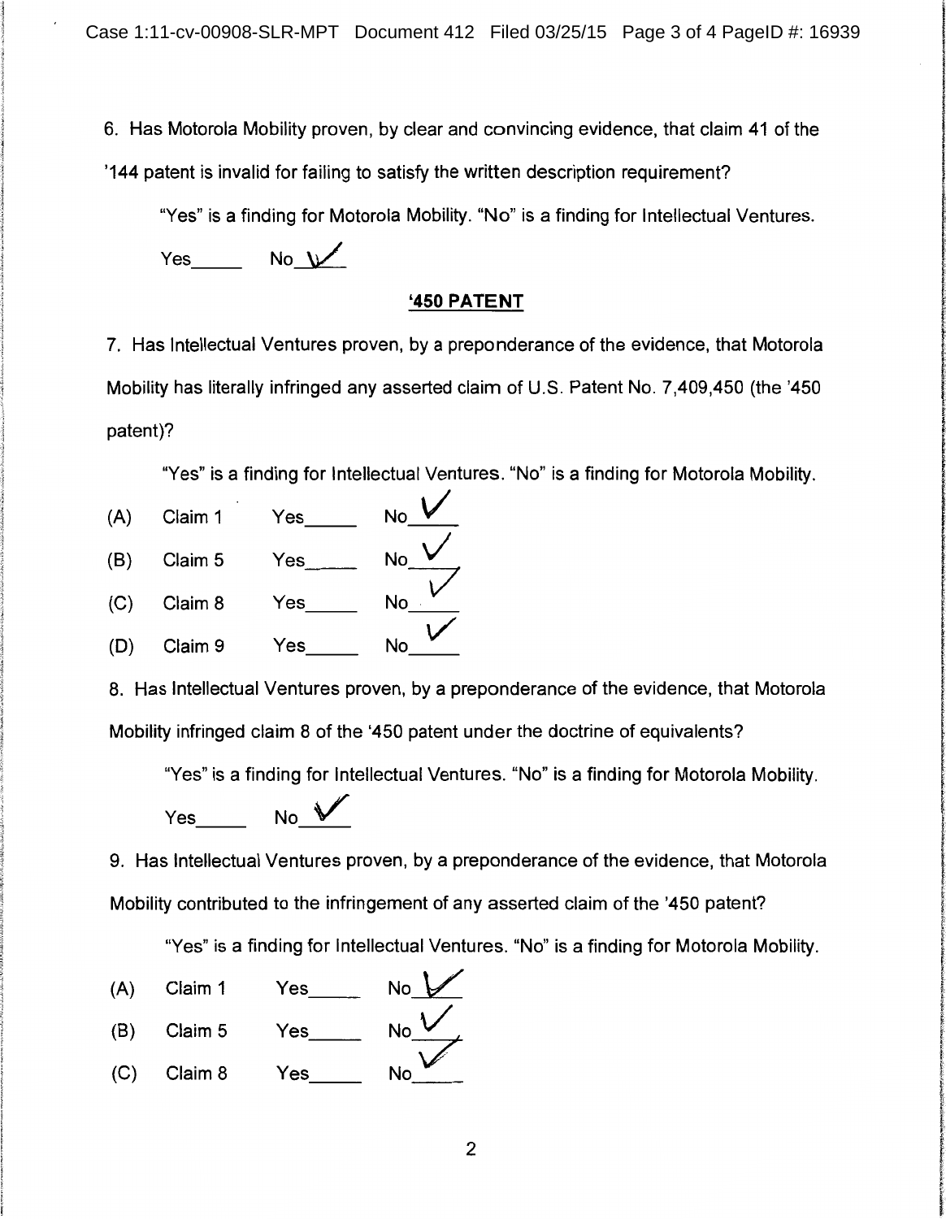6. Has Motorola Mobility proven, by clear and convincing evidence, that claim 41 of the '144 patent is invalid for failing to satisfy the written description requirement?

"Yes" is a finding for Motorola Mobility. "No" is a finding for Intellectual Ventures.

Yes_____ No ✓

## '450 PATENT

7. Has Intellectual Ventures proven, by a preponderance of the evidence, that Motorola Mobility has literally infringed any asserted claim of U.S. Patent No. 7,409,450 (the '450 patent)?

"Yes" is a finding for Intellectual Ventures. "No" is a finding for Motorola Mobility.

(A) Claim 1 Yes_____ No ✓

(B) Claim 5 Yes_____ No ✓

(C) Claim 8 Yes_____ No ✓

(D) Claim 9 Yes_____ No ✓

8. Has Intellectual Ventures proven, by a preponderance of the evidence, that Motorola Mobility infringed claim 8 of the '450 patent under the doctrine of equivalents?

"Yes" is a finding for Intellectual Ventures. "No" is a finding for Motorola Mobility.

Yes_____ No ✓

9. Has Intellectual Ventures proven, by a preponderance of the evidence, that Motorola Mobility contributed to the infringement of any asserted claim of the '450 patent?

"Yes" is a finding for Intellectual Ventures. "No" is a finding for Motorola Mobility.

(A) Claim 1 Yes_____ No ✓

(B) Claim 5 Yes_____ No ✓

(C) Claim 8 Yes_____ No ✓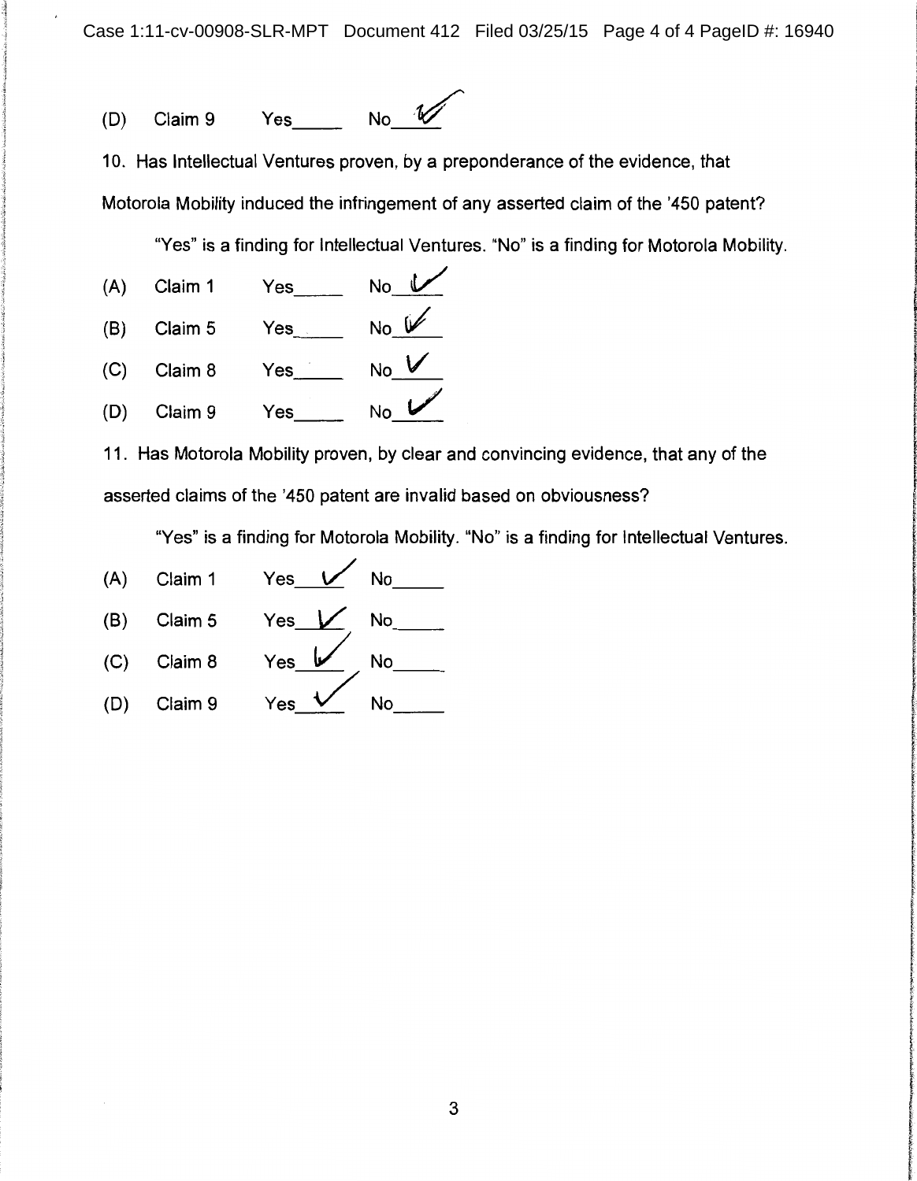(D) Claim 9 Yes_____ No ✓

10. Has Intellectual Ventures proven, by a preponderance of the evidence, that Motorola Mobility induced the infringement of any asserted claim of the '450 patent?

"Yes" is a finding for Intellectual Ventures. "No" is a finding for Motorola Mobility.

(A) Claim 1 Yes_____ No ✓

(B) Claim 5 Yes_____ No ✓

(C) Claim 8 Yes_____ No ✓

(D) Claim 9 Yes_____ No ✓

11. Has Motorola Mobility proven, by clear and convincing evidence, that any of the asserted claims of the '450 patent are invalid based on obviousness?

"Yes" is a finding for Motorola Mobility. "No" is a finding for Intellectual Ventures.

(A) Claim 1 Yes ✓ No_____

(B) Claim 5 Yes ✓ No_____

(C) Claim 8 Yes ✓ No_____

(D) Claim 9 Yes ✓ No_____